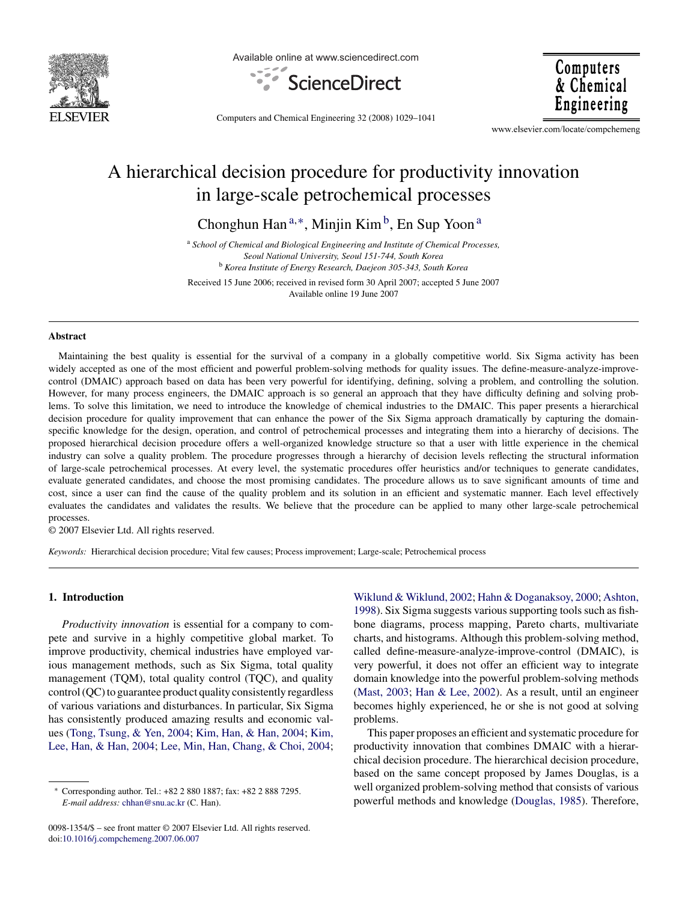# A hierarchical decision procedure for productivity innovation in large-scale petrochemical processes

Chonghun Han [a,*], Minjin Kim [b], En Sup Yoon [a]

[a] *School of Chemical and Biological Engineering and Institute of Chemical Processes, Seoul National University, Seoul 151-744, South Korea*

[b] *Korea Institute of Energy Research, Daejeon 305-343, South Korea*

Received 15 June 2006; received in revised form 30 April 2007; accepted 5 June 2007

Available online 19 June 2007

## Abstract

Maintaining the best quality is essential for the survival of a company in a globally competitive world. Six Sigma activity has been widely accepted as one of the most efficient and powerful problem-solving methods for quality issues. The define-measure-analyze-improve-control (DMAIC) approach based on data has been very powerful for identifying, defining, solving a problem, and controlling the solution. However, for many process engineers, the DMAIC approach is so general an approach that they have difficulty defining and solving problems. To solve this limitation, we need to introduce the knowledge of chemical industries to the DMAIC. This paper presents a hierarchical decision procedure for quality improvement that can enhance the power of the Six Sigma approach dramatically by capturing the domain-specific knowledge for the design, operation, and control of petrochemical processes and integrating them into a hierarchy of decisions. The proposed hierarchical decision procedure offers a well-organized knowledge structure so that a user with little experience in the chemical industry can solve a quality problem. The procedure progresses through a hierarchy of decision levels reflecting the structural information of large-scale petrochemical processes. At every level, the systematic procedures offer heuristics and/or techniques to generate candidates, evaluate generated candidates, and choose the most promising candidates. The procedure allows us to save significant amounts of time and cost, since a user can find the cause of the quality problem and its solution in an efficient and systematic manner. Each level effectively evaluates the candidates and validates the results. We believe that the procedure can be applied to many other large-scale petrochemical processes.

© 2007 Elsevier Ltd. All rights reserved.

*Keywords:* Hierarchical decision procedure; Vital few causes; Process improvement; Large-scale; Petrochemical process

## 1. Introduction

*Productivity innovation* is essential for a company to compete and survive in a highly competitive global market. To improve productivity, chemical industries have employed various management methods, such as Six Sigma, total quality management (TQM), total quality control (TQC), and quality control (QC) to guarantee product quality consistently regardless of various variations and disturbances. In particular, Six Sigma has consistently produced amazing results and economic values (Tong, Tsung, & Yen, 2004; Kim, Han, & Han, 2004; Kim, Lee, Han, & Han, 2004; Lee, Min, Han, Chang, & Choi, 2004; Wiklund & Wiklund, 2002; Hahn & Doganaksoy, 2000; Ashton, 1998). Six Sigma suggests various supporting tools such as fishbone diagrams, process mapping, Pareto charts, multivariate charts, and histograms. Although this problem-solving method, called define-measure-analyze-improve-control (DMAIC), is very powerful, it does not offer an efficient way to integrate domain knowledge into the powerful problem-solving methods (Mast, 2003; Han & Lee, 2002). As a result, until an engineer becomes highly experienced, he or she is not good at solving problems.

This paper proposes an efficient and systematic procedure for productivity innovation that combines DMAIC with a hierarchical decision procedure. The hierarchical decision procedure, based on the same concept proposed by James Douglas, is a well organized problem-solving method that consists of various powerful methods and knowledge (Douglas, 1985). Therefore,

---

* Corresponding author. Tel.: +82 2 880 1887; fax: +82 2 888 7295.
*E-mail address:* chhan@snu.ac.kr (C. Han).

0098-1354/$ – see front matter © 2007 Elsevier Ltd. All rights reserved.
doi:10.1016/j.compchemeng.2007.06.007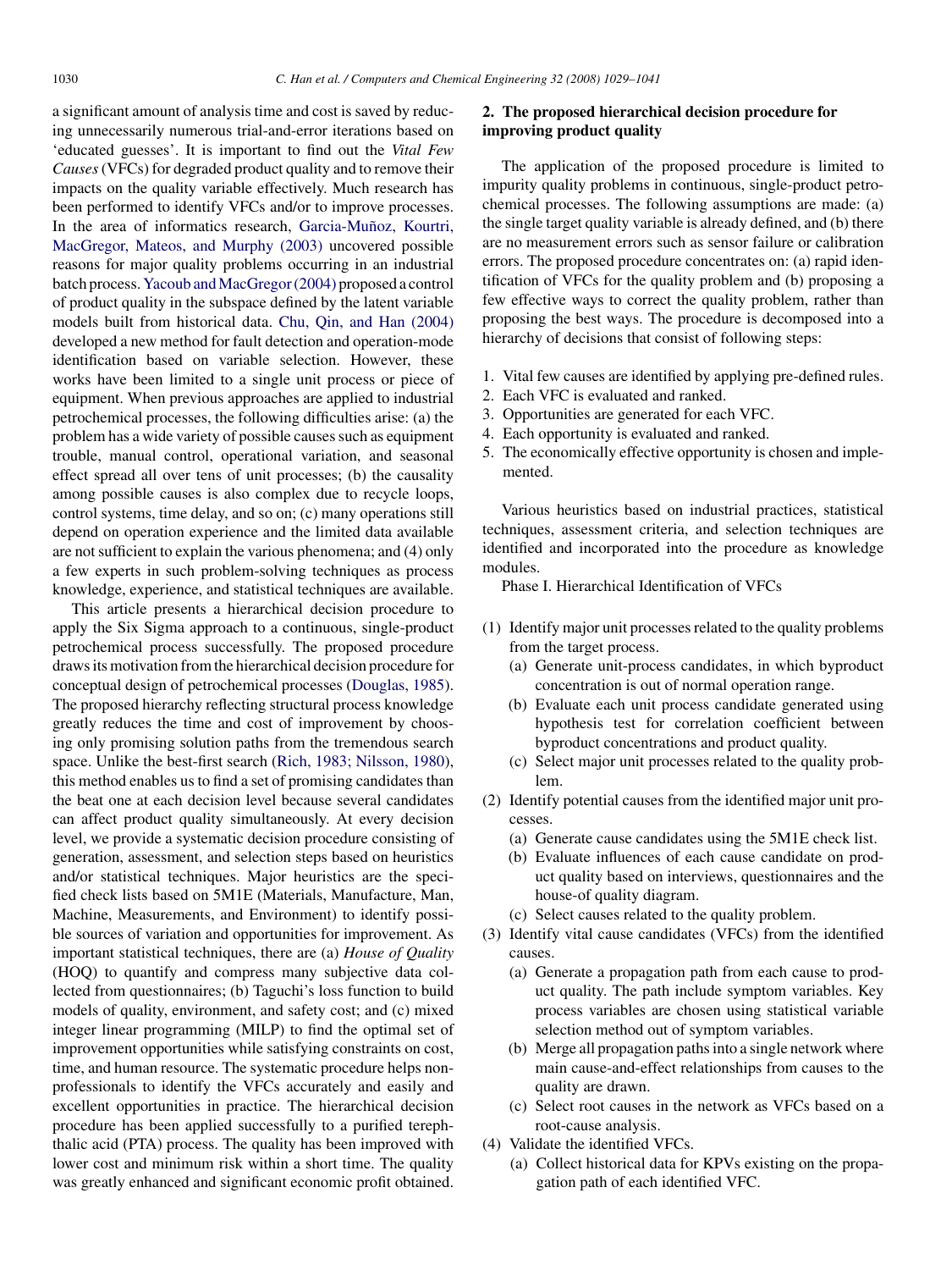a significant amount of analysis time and cost is saved by reducing unnecessarily numerous trial-and-error iterations based on 'educated guesses'. It is important to find out the *Vital Few Causes* (VFCs) for degraded product quality and to remove their impacts on the quality variable effectively. Much research has been performed to identify VFCs and/or to improve processes. In the area of informatics research, Garcia-Muñoz, Kourtri, MacGregor, Mateos, and Murphy (2003) uncovered possible reasons for major quality problems occurring in an industrial batch process. Yacoub and MacGregor (2004) proposed a control of product quality in the subspace defined by the latent variable models built from historical data. Chu, Qin, and Han (2004) developed a new method for fault detection and operation-mode identification based on variable selection. However, these works have been limited to a single unit process or piece of equipment. When previous approaches are applied to industrial petrochemical processes, the following difficulties arise: (a) the problem has a wide variety of possible causes such as equipment trouble, manual control, operational variation, and seasonal effect spread all over tens of unit processes; (b) the causality among possible causes is also complex due to recycle loops, control systems, time delay, and so on; (c) many operations still depend on operation experience and the limited data available are not sufficient to explain the various phenomena; and (4) only a few experts in such problem-solving techniques as process knowledge, experience, and statistical techniques are available.

This article presents a hierarchical decision procedure to apply the Six Sigma approach to a continuous, single-product petrochemical process successfully. The proposed procedure draws its motivation from the hierarchical decision procedure for conceptual design of petrochemical processes (Douglas, 1985). The proposed hierarchy reflecting structural process knowledge greatly reduces the time and cost of improvement by choosing only promising solution paths from the tremendous search space. Unlike the best-first search (Rich, 1983; Nilsson, 1980), this method enables us to find a set of promising candidates than the beat one at each decision level because several candidates can affect product quality simultaneously. At every decision level, we provide a systematic decision procedure consisting of generation, assessment, and selection steps based on heuristics and/or statistical techniques. Major heuristics are the specified check lists based on 5M1E (Materials, Manufacture, Man, Machine, Measurements, and Environment) to identify possible sources of variation and opportunities for improvement. As important statistical techniques, there are (a) *House of Quality* (HOQ) to quantify and compress many subjective data collected from questionnaires; (b) Taguchi's loss function to build models of quality, environment, and safety cost; and (c) mixed integer linear programming (MILP) to find the optimal set of improvement opportunities while satisfying constraints on cost, time, and human resource. The systematic procedure helps non-professionals to identify the VFCs accurately and easily and excellent opportunities in practice. The hierarchical decision procedure has been applied successfully to a purified terephthalic acid (PTA) process. The quality has been improved with lower cost and minimum risk within a short time. The quality was greatly enhanced and significant economic profit obtained.

## 2. The proposed hierarchical decision procedure for improving product quality

The application of the proposed procedure is limited to impurity quality problems in continuous, single-product petrochemical processes. The following assumptions are made: (a) the single target quality variable is already defined, and (b) there are no measurement errors such as sensor failure or calibration errors. The proposed procedure concentrates on: (a) rapid identification of VFCs for the quality problem and (b) proposing a few effective ways to correct the quality problem, rather than proposing the best ways. The procedure is decomposed into a hierarchy of decisions that consist of following steps:

1. Vital few causes are identified by applying pre-defined rules.
2. Each VFC is evaluated and ranked.
3. Opportunities are generated for each VFC.
4. Each opportunity is evaluated and ranked.
5. The economically effective opportunity is chosen and implemented.

Various heuristics based on industrial practices, statistical techniques, assessment criteria, and selection techniques are identified and incorporated into the procedure as knowledge modules.

Phase I. Hierarchical Identification of VFCs

(1) Identify major unit processes related to the quality problems from the target process.
    (a) Generate unit-process candidates, in which byproduct concentration is out of normal operation range.
    (b) Evaluate each unit process candidate generated using hypothesis test for correlation coefficient between byproduct concentrations and product quality.
    (c) Select major unit processes related to the quality problem.
(2) Identify potential causes from the identified major unit processes.
    (a) Generate cause candidates using the 5M1E check list.
    (b) Evaluate influences of each cause candidate on product quality based on interviews, questionnaires and the house-of quality diagram.
    (c) Select causes related to the quality problem.
(3) Identify vital cause candidates (VFCs) from the identified causes.
    (a) Generate a propagation path from each cause to product quality. The path include symptom variables. Key process variables are chosen using statistical variable selection method out of symptom variables.
    (b) Merge all propagation paths into a single network where main cause-and-effect relationships from causes to the quality are drawn.
    (c) Select root causes in the network as VFCs based on a root-cause analysis.
(4) Validate the identified VFCs.
    (a) Collect historical data for KPVs existing on the propagation path of each identified VFC.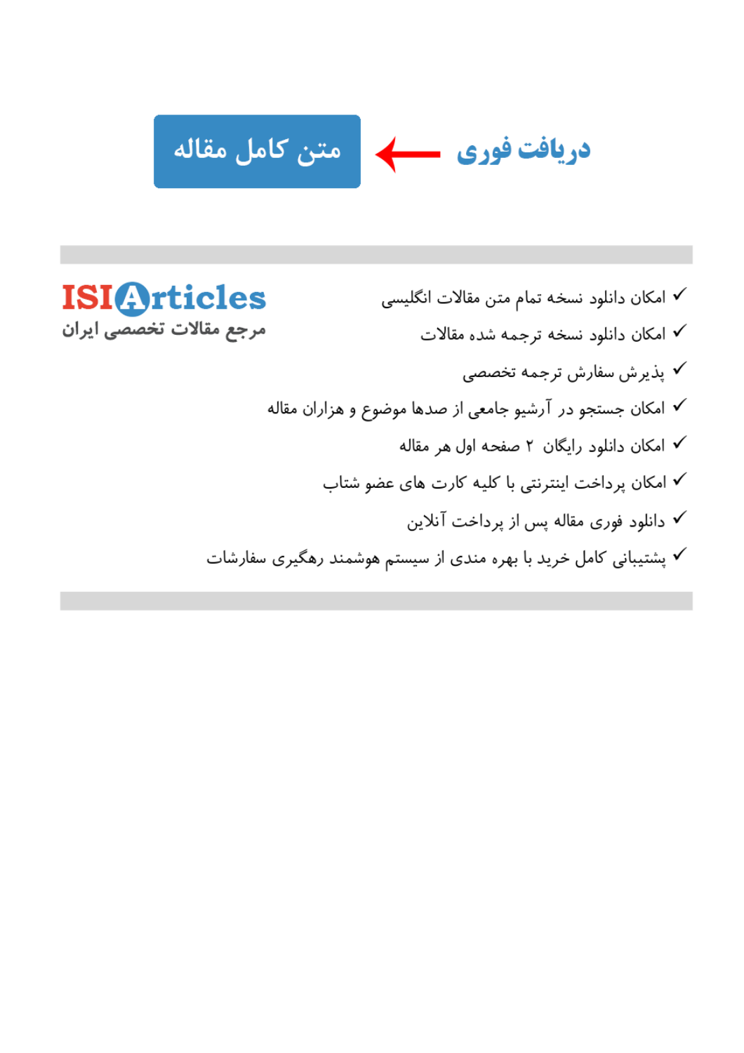دریافت فوری ← **متن کامل مقاله**

**ISIArticles**
مرجع مقالات تخصصی ایران

- ✓ امکان دانلود نسخه تمام متن مقالات انگلیسی
- ✓ امکان دانلود نسخه ترجمه شده مقالات
- ✓ پذیرش سفارش ترجمه تخصصی
- ✓ امکان جستجو در آرشیو جامعی از صدها موضوع و هزاران مقاله
- ✓ امکان دانلود رایگان ۲ صفحه اول هر مقاله
- ✓ امکان پرداخت اینترنتی با کلیه کارت های عضو شتاب
- ✓ دانلود فوری مقاله پس از پرداخت آنلاین
- ✓ پشتیبانی کامل خرید با بهره مندی از سیستم هوشمند رهگیری سفارشات